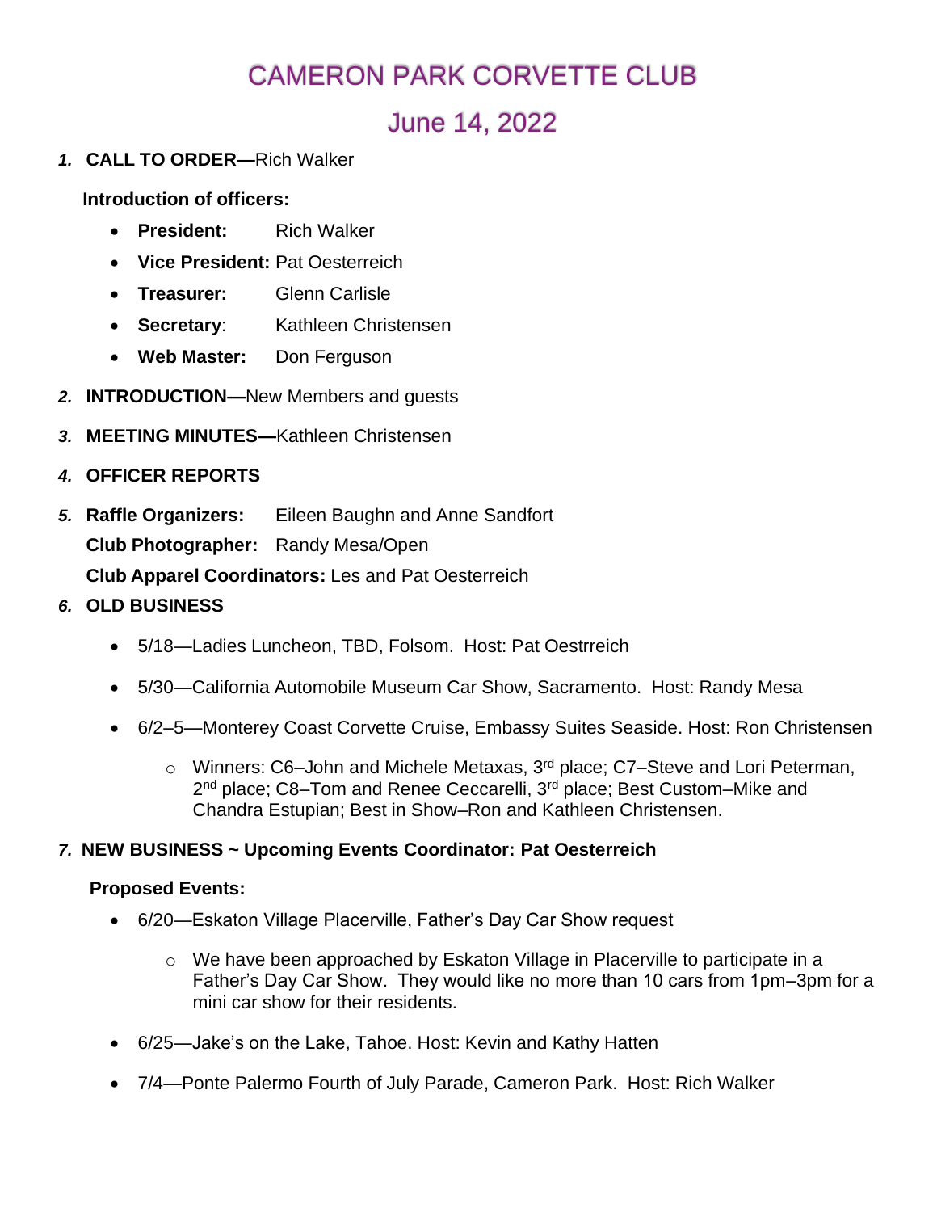# CAMERON PARK CORVETTE CLUB

## June 14, 2022

1. **CALL TO ORDER—**Rich Walker

   **Introduction of officers:**

   - **President:** Rich Walker
   - **Vice President:** Pat Oesterreich
   - **Treasurer:** Glenn Carlisle
   - **Secretary**: Kathleen Christensen
   - **Web Master:** Don Ferguson

2. **INTRODUCTION—**New Members and guests

3. **MEETING MINUTES—**Kathleen Christensen

4. **OFFICER REPORTS**

5. **Raffle Organizers:** Eileen Baughn and Anne Sandfort

   **Club Photographer:** Randy Mesa/Open

   **Club Apparel Coordinators:** Les and Pat Oesterreich

6. **OLD BUSINESS**

   - 5/18—Ladies Luncheon, TBD, Folsom. Host: Pat Oestrreich
   - 5/30—California Automobile Museum Car Show, Sacramento. Host: Randy Mesa
   - 6/2–5—Monterey Coast Corvette Cruise, Embassy Suites Seaside. Host: Ron Christensen
     - Winners: C6–John and Michele Metaxas, 3rd place; C7–Steve and Lori Peterman, 2nd place; C8–Tom and Renee Ceccarelli, 3rd place; Best Custom–Mike and Chandra Estupian; Best in Show–Ron and Kathleen Christensen.

7. **NEW BUSINESS ~ Upcoming Events Coordinator: Pat Oesterreich**

   **Proposed Events:**

   - 6/20—Eskaton Village Placerville, Father's Day Car Show request
     - We have been approached by Eskaton Village in Placerville to participate in a Father's Day Car Show. They would like no more than 10 cars from 1pm–3pm for a mini car show for their residents.
   - 6/25—Jake's on the Lake, Tahoe. Host: Kevin and Kathy Hatten
   - 7/4—Ponte Palermo Fourth of July Parade, Cameron Park. Host: Rich Walker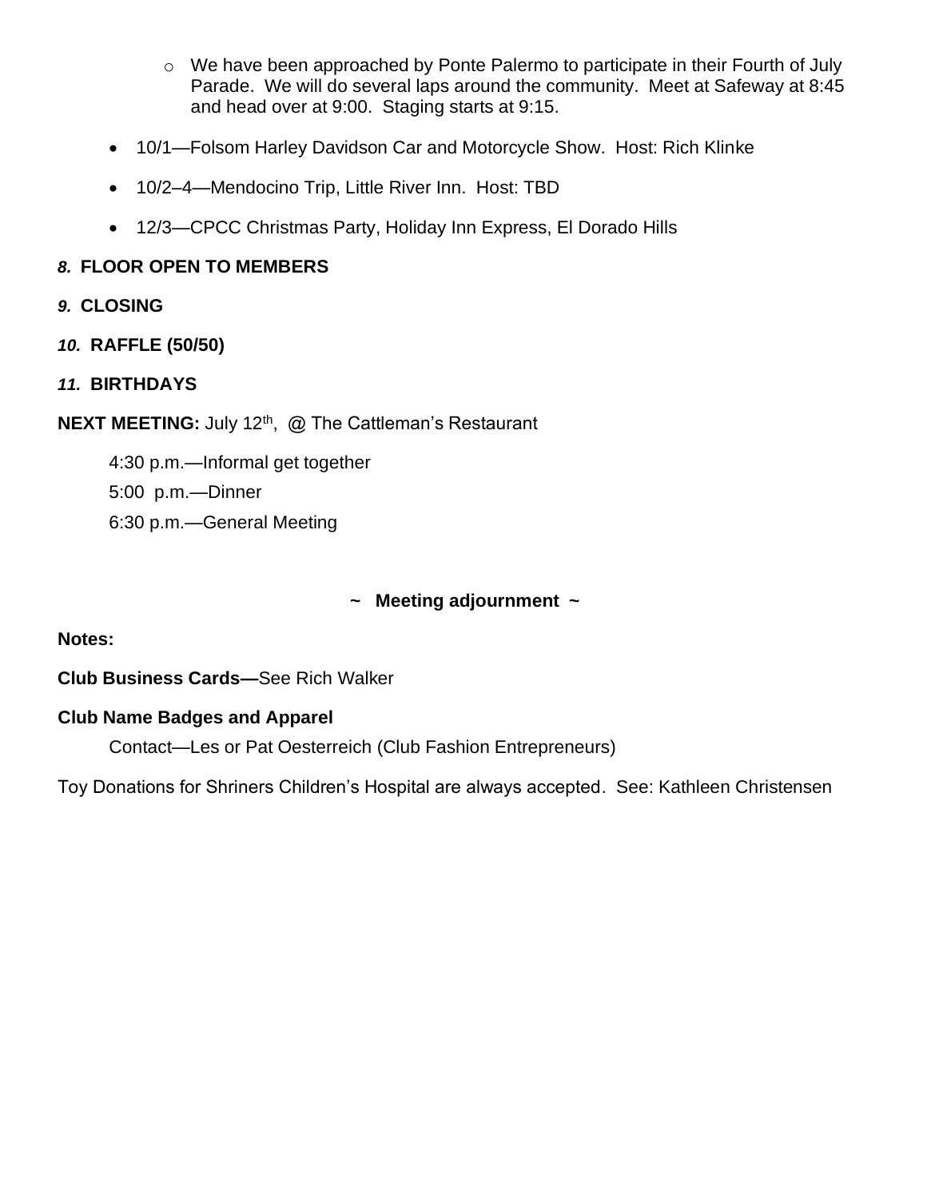- We have been approached by Ponte Palermo to participate in their Fourth of July Parade. We will do several laps around the community. Meet at Safeway at 8:45 and head over at 9:00. Staging starts at 9:15.

- 10/1—Folsom Harley Davidson Car and Motorcycle Show. Host: Rich Klinke
- 10/2–4—Mendocino Trip, Little River Inn. Host: TBD
- 12/3—CPCC Christmas Party, Holiday Inn Express, El Dorado Hills

***8.*** **FLOOR OPEN TO MEMBERS**

***9.*** **CLOSING**

***10.*** **RAFFLE (50/50)**

***11.*** **BIRTHDAYS**

**NEXT MEETING:** July 12th, @ The Cattleman's Restaurant

4:30 p.m.—Informal get together

5:00 p.m.—Dinner

6:30 p.m.—General Meeting

**~ Meeting adjournment ~**

**Notes:**

**Club Business Cards—**See Rich Walker

**Club Name Badges and Apparel**

Contact—Les or Pat Oesterreich (Club Fashion Entrepreneurs)

Toy Donations for Shriners Children's Hospital are always accepted. See: Kathleen Christensen